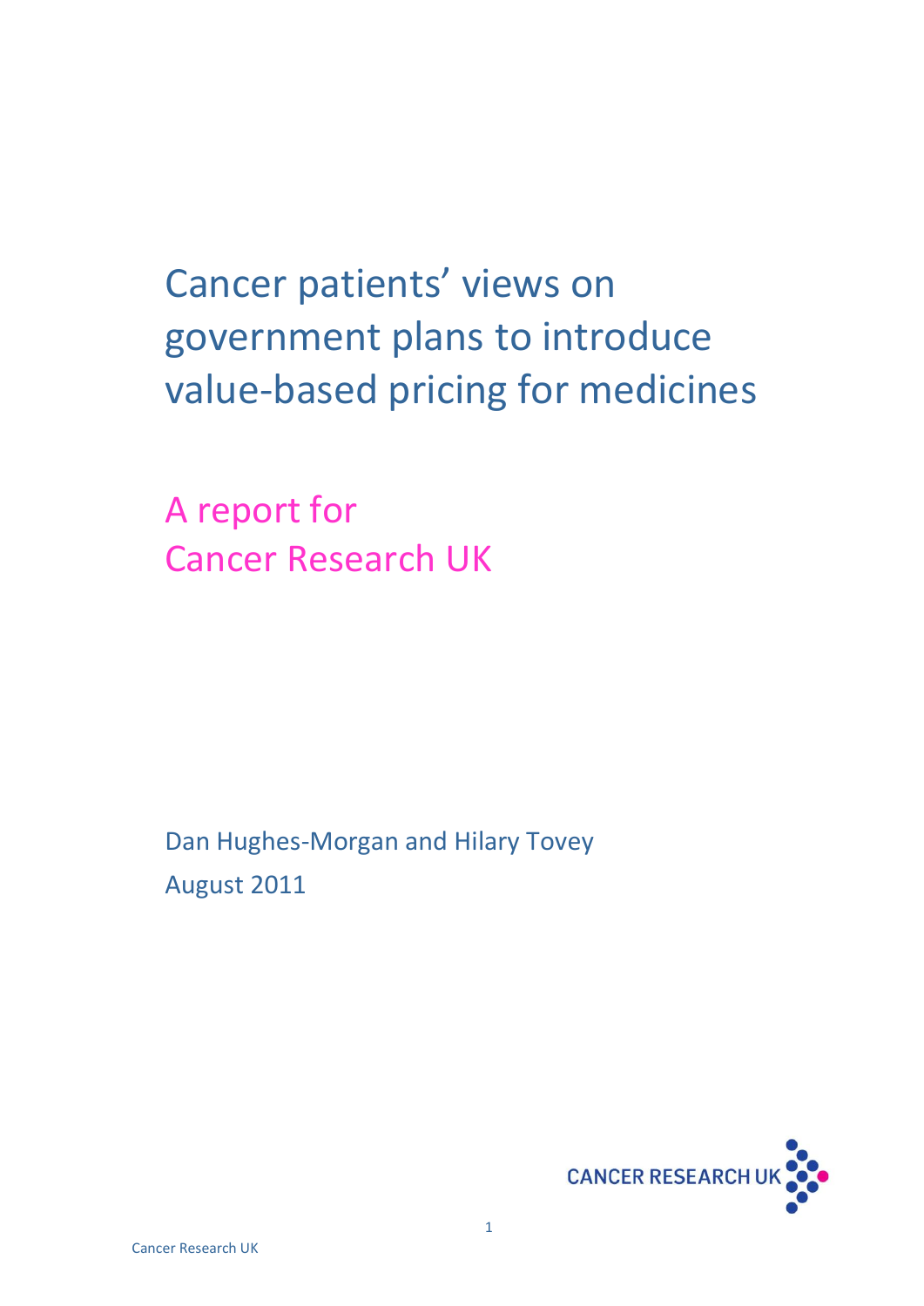# Cancer patients' views on government plans to introduce value-based pricing for medicines

## A report for Cancer Research UK

Dan Hughes-Morgan and Hilary Tovey

August 2011

CANCER RESEARCH UK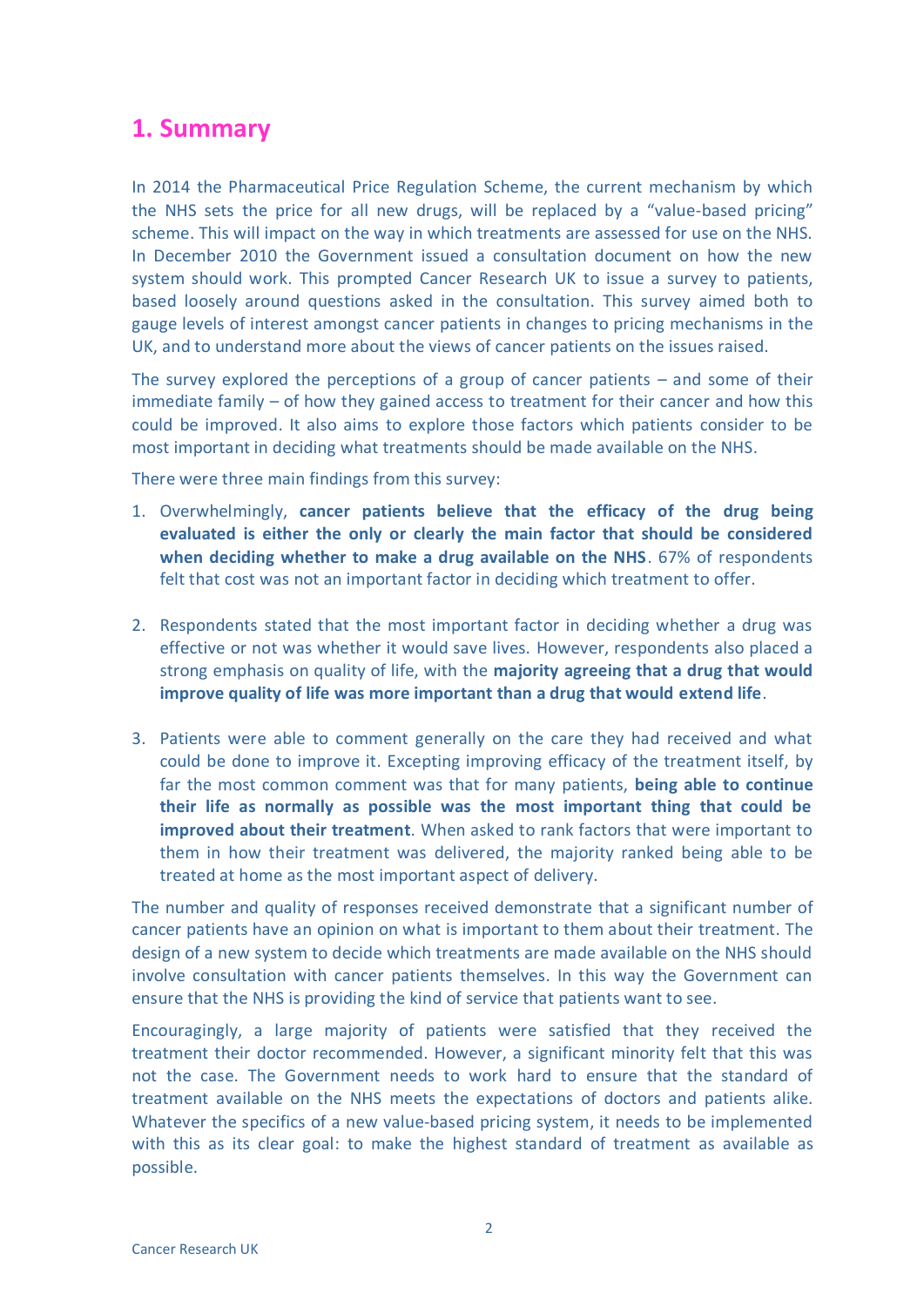# 1. Summary

In 2014 the Pharmaceutical Price Regulation Scheme, the current mechanism by which the NHS sets the price for all new drugs, will be replaced by a "value-based pricing" scheme. This will impact on the way in which treatments are assessed for use on the NHS. In December 2010 the Government issued a consultation document on how the new system should work. This prompted Cancer Research UK to issue a survey to patients, based loosely around questions asked in the consultation. This survey aimed both to gauge levels of interest amongst cancer patients in changes to pricing mechanisms in the UK, and to understand more about the views of cancer patients on the issues raised.

The survey explored the perceptions of a group of cancer patients – and some of their immediate family – of how they gained access to treatment for their cancer and how this could be improved. It also aims to explore those factors which patients consider to be most important in deciding what treatments should be made available on the NHS.

There were three main findings from this survey:

1. Overwhelmingly, **cancer patients believe that the efficacy of the drug being evaluated is either the only or clearly the main factor that should be considered when deciding whether to make a drug available on the NHS**. 67% of respondents felt that cost was not an important factor in deciding which treatment to offer.

2. Respondents stated that the most important factor in deciding whether a drug was effective or not was whether it would save lives. However, respondents also placed a strong emphasis on quality of life, with the **majority agreeing that a drug that would improve quality of life was more important than a drug that would extend life**.

3. Patients were able to comment generally on the care they had received and what could be done to improve it. Excepting improving efficacy of the treatment itself, by far the most common comment was that for many patients, **being able to continue their life as normally as possible was the most important thing that could be improved about their treatment**. When asked to rank factors that were important to them in how their treatment was delivered, the majority ranked being able to be treated at home as the most important aspect of delivery.

The number and quality of responses received demonstrate that a significant number of cancer patients have an opinion on what is important to them about their treatment. The design of a new system to decide which treatments are made available on the NHS should involve consultation with cancer patients themselves. In this way the Government can ensure that the NHS is providing the kind of service that patients want to see.

Encouragingly, a large majority of patients were satisfied that they received the treatment their doctor recommended. However, a significant minority felt that this was not the case. The Government needs to work hard to ensure that the standard of treatment available on the NHS meets the expectations of doctors and patients alike. Whatever the specifics of a new value-based pricing system, it needs to be implemented with this as its clear goal: to make the highest standard of treatment as available as possible.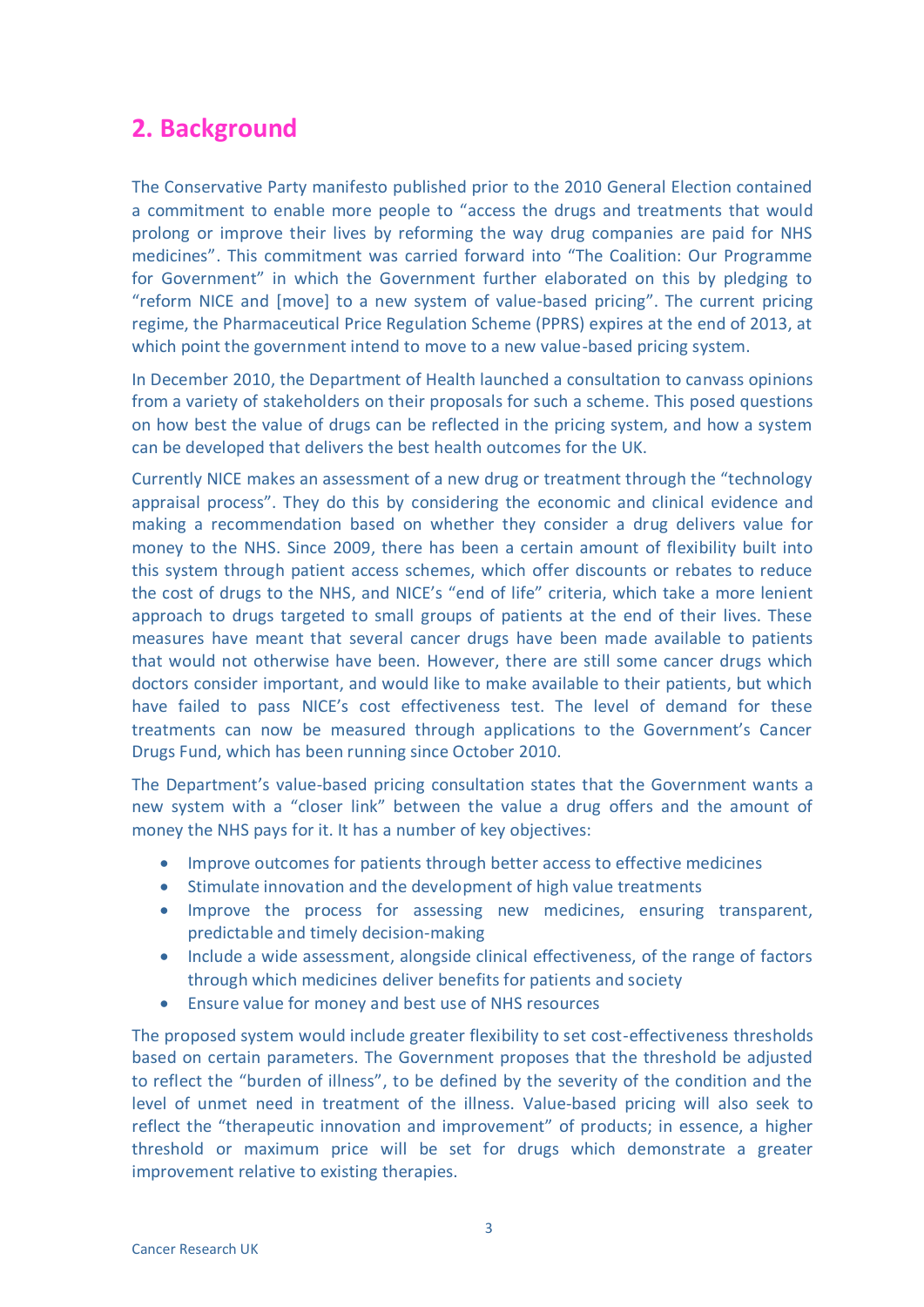## 2. Background

The Conservative Party manifesto published prior to the 2010 General Election contained a commitment to enable more people to "access the drugs and treatments that would prolong or improve their lives by reforming the way drug companies are paid for NHS medicines". This commitment was carried forward into "The Coalition: Our Programme for Government" in which the Government further elaborated on this by pledging to "reform NICE and [move] to a new system of value-based pricing". The current pricing regime, the Pharmaceutical Price Regulation Scheme (PPRS) expires at the end of 2013, at which point the government intend to move to a new value-based pricing system.

In December 2010, the Department of Health launched a consultation to canvass opinions from a variety of stakeholders on their proposals for such a scheme. This posed questions on how best the value of drugs can be reflected in the pricing system, and how a system can be developed that delivers the best health outcomes for the UK.

Currently NICE makes an assessment of a new drug or treatment through the "technology appraisal process". They do this by considering the economic and clinical evidence and making a recommendation based on whether they consider a drug delivers value for money to the NHS. Since 2009, there has been a certain amount of flexibility built into this system through patient access schemes, which offer discounts or rebates to reduce the cost of drugs to the NHS, and NICE's "end of life" criteria, which take a more lenient approach to drugs targeted to small groups of patients at the end of their lives. These measures have meant that several cancer drugs have been made available to patients that would not otherwise have been. However, there are still some cancer drugs which doctors consider important, and would like to make available to their patients, but which have failed to pass NICE's cost effectiveness test. The level of demand for these treatments can now be measured through applications to the Government's Cancer Drugs Fund, which has been running since October 2010.

The Department's value-based pricing consultation states that the Government wants a new system with a "closer link" between the value a drug offers and the amount of money the NHS pays for it. It has a number of key objectives:

- Improve outcomes for patients through better access to effective medicines
- Stimulate innovation and the development of high value treatments
- Improve the process for assessing new medicines, ensuring transparent, predictable and timely decision-making
- Include a wide assessment, alongside clinical effectiveness, of the range of factors through which medicines deliver benefits for patients and society
- Ensure value for money and best use of NHS resources

The proposed system would include greater flexibility to set cost-effectiveness thresholds based on certain parameters. The Government proposes that the threshold be adjusted to reflect the "burden of illness", to be defined by the severity of the condition and the level of unmet need in treatment of the illness. Value-based pricing will also seek to reflect the "therapeutic innovation and improvement" of products; in essence, a higher threshold or maximum price will be set for drugs which demonstrate a greater improvement relative to existing therapies.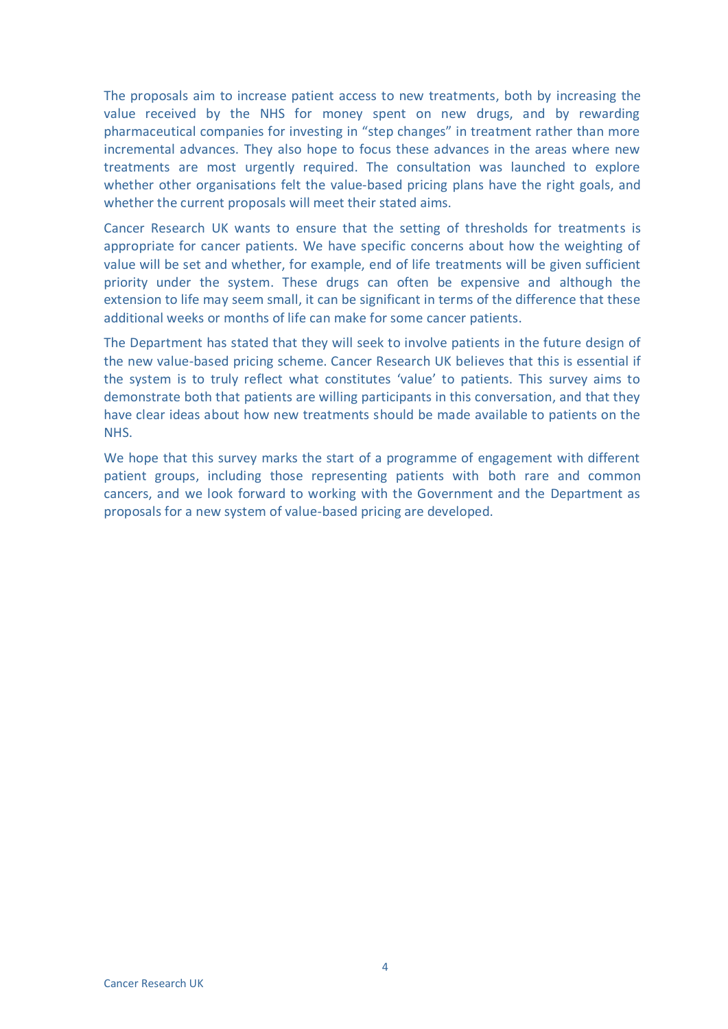The proposals aim to increase patient access to new treatments, both by increasing the value received by the NHS for money spent on new drugs, and by rewarding pharmaceutical companies for investing in "step changes" in treatment rather than more incremental advances. They also hope to focus these advances in the areas where new treatments are most urgently required. The consultation was launched to explore whether other organisations felt the value-based pricing plans have the right goals, and whether the current proposals will meet their stated aims.

Cancer Research UK wants to ensure that the setting of thresholds for treatments is appropriate for cancer patients. We have specific concerns about how the weighting of value will be set and whether, for example, end of life treatments will be given sufficient priority under the system. These drugs can often be expensive and although the extension to life may seem small, it can be significant in terms of the difference that these additional weeks or months of life can make for some cancer patients.

The Department has stated that they will seek to involve patients in the future design of the new value-based pricing scheme. Cancer Research UK believes that this is essential if the system is to truly reflect what constitutes 'value' to patients. This survey aims to demonstrate both that patients are willing participants in this conversation, and that they have clear ideas about how new treatments should be made available to patients on the NHS.

We hope that this survey marks the start of a programme of engagement with different patient groups, including those representing patients with both rare and common cancers, and we look forward to working with the Government and the Department as proposals for a new system of value-based pricing are developed.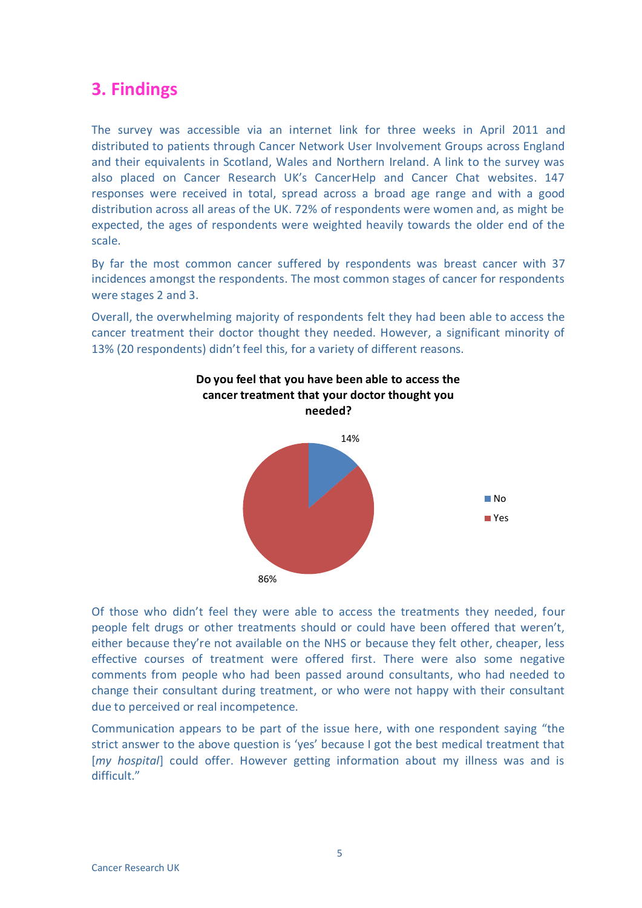## 3. Findings

The survey was accessible via an internet link for three weeks in April 2011 and distributed to patients through Cancer Network User Involvement Groups across England and their equivalents in Scotland, Wales and Northern Ireland. A link to the survey was also placed on Cancer Research UK's CancerHelp and Cancer Chat websites. 147 responses were received in total, spread across a broad age range and with a good distribution across all areas of the UK. 72% of respondents were women and, as might be expected, the ages of respondents were weighted heavily towards the older end of the scale.

By far the most common cancer suffered by respondents was breast cancer with 37 incidences amongst the respondents. The most common stages of cancer for respondents were stages 2 and 3.

Overall, the overwhelming majority of respondents felt they had been able to access the cancer treatment their doctor thought they needed. However, a significant minority of 13% (20 respondents) didn't feel this, for a variety of different reasons.

**Do you feel that you have been able to access the cancer treatment that your doctor thought you needed?**

14%

86%

No
Yes

Of those who didn't feel they were able to access the treatments they needed, four people felt drugs or other treatments should or could have been offered that weren't, either because they're not available on the NHS or because they felt other, cheaper, less effective courses of treatment were offered first. There were also some negative comments from people who had been passed around consultants, who had needed to change their consultant during treatment, or who were not happy with their consultant due to perceived or real incompetence.

Communication appears to be part of the issue here, with one respondent saying "the strict answer to the above question is 'yes' because I got the best medical treatment that [*my hospital*] could offer. However getting information about my illness was and is difficult."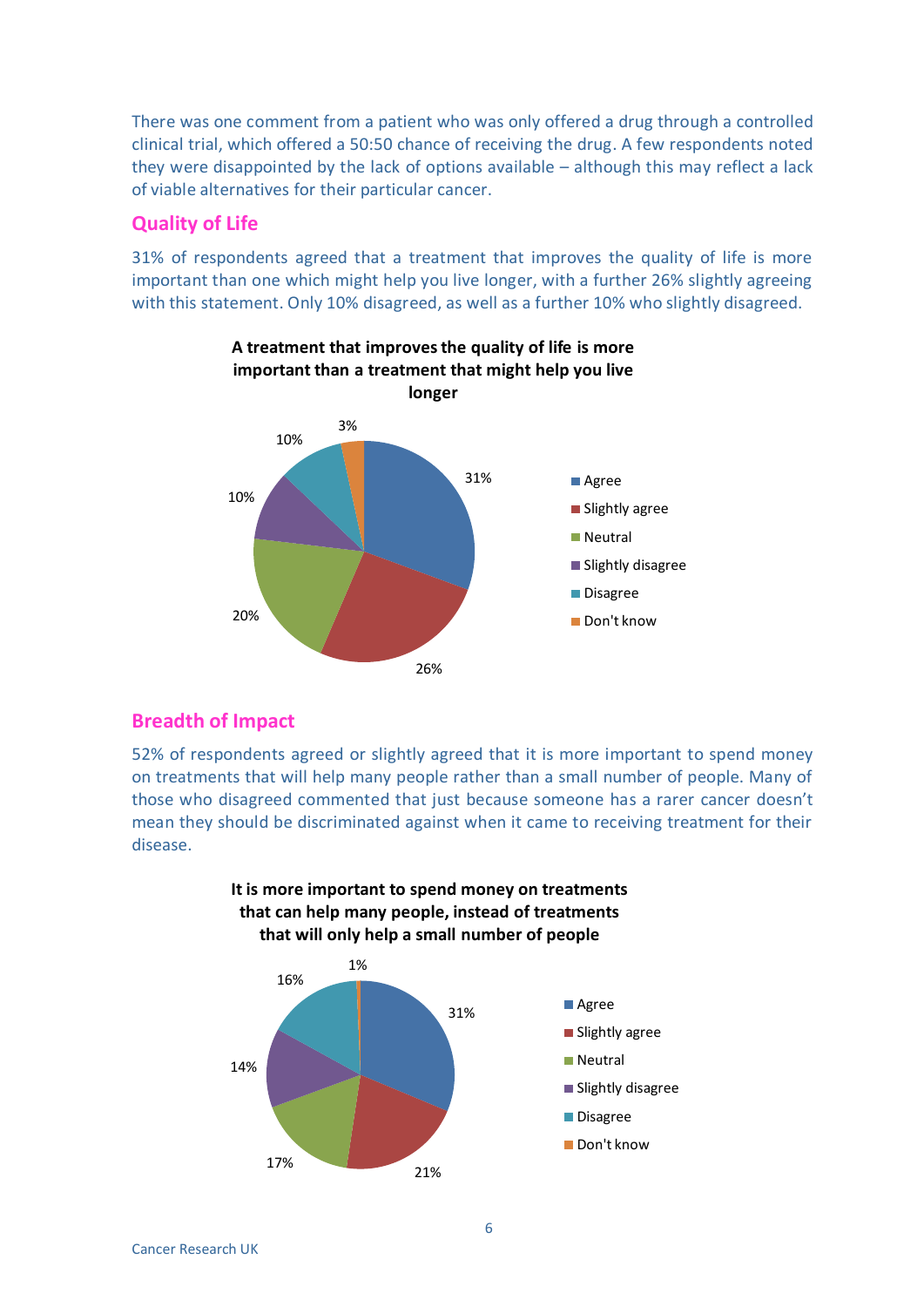There was one comment from a patient who was only offered a drug through a controlled clinical trial, which offered a 50:50 chance of receiving the drug. A few respondents noted they were disappointed by the lack of options available – although this may reflect a lack of viable alternatives for their particular cancer.

## Quality of Life

31% of respondents agreed that a treatment that improves the quality of life is more important than one which might help you live longer, with a further 26% slightly agreeing with this statement. Only 10% disagreed, as well as a further 10% who slightly disagreed.

**A treatment that improves the quality of life is more important than a treatment that might help you live longer**

3%
10%
31%
10%
20%
26%

Agree
Slightly agree
Neutral
Slightly disagree
Disagree
Don't know

## Breadth of Impact

52% of respondents agreed or slightly agreed that it is more important to spend money on treatments that will help many people rather than a small number of people. Many of those who disagreed commented that just because someone has a rarer cancer doesn't mean they should be discriminated against when it came to receiving treatment for their disease.

**It is more important to spend money on treatments that can help many people, instead of treatments that will only help a small number of people**

1%
16%
31%
14%
17%
21%

Agree
Slightly agree
Neutral
Slightly disagree
Disagree
Don't know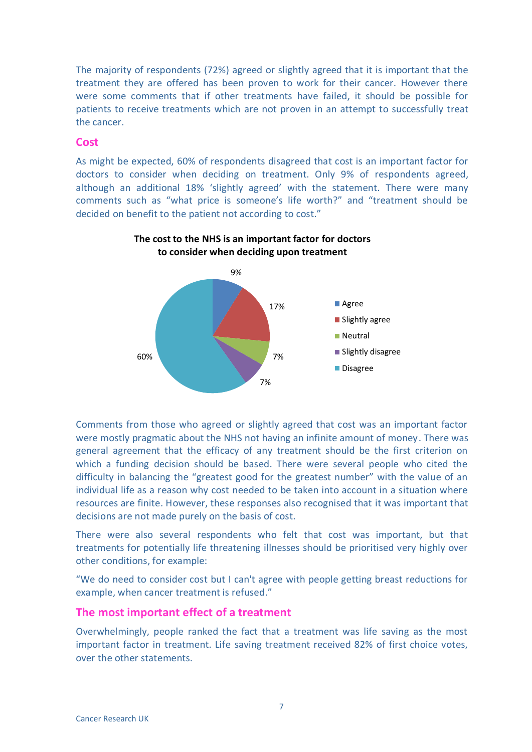The majority of respondents (72%) agreed or slightly agreed that it is important that the treatment they are offered has been proven to work for their cancer. However there were some comments that if other treatments have failed, it should be possible for patients to receive treatments which are not proven in an attempt to successfully treat the cancer.

## Cost

As might be expected, 60% of respondents disagreed that cost is an important factor for doctors to consider when deciding on treatment. Only 9% of respondents agreed, although an additional 18% 'slightly agreed' with the statement. There were many comments such as "what price is someone's life worth?" and "treatment should be decided on benefit to the patient not according to cost."

**The cost to the NHS is an important factor for doctors to consider when deciding upon treatment**

9%
17%
7%
7%
60%

Agree
Slightly agree
Neutral
Slightly disagree
Disagree

Comments from those who agreed or slightly agreed that cost was an important factor were mostly pragmatic about the NHS not having an infinite amount of money. There was general agreement that the efficacy of any treatment should be the first criterion on which a funding decision should be based. There were several people who cited the difficulty in balancing the "greatest good for the greatest number" with the value of an individual life as a reason why cost needed to be taken into account in a situation where resources are finite. However, these responses also recognised that it was important that decisions are not made purely on the basis of cost.

There were also several respondents who felt that cost was important, but that treatments for potentially life threatening illnesses should be prioritised very highly over other conditions, for example:

"We do need to consider cost but I can't agree with people getting breast reductions for example, when cancer treatment is refused."

## The most important effect of a treatment

Overwhelmingly, people ranked the fact that a treatment was life saving as the most important factor in treatment. Life saving treatment received 82% of first choice votes, over the other statements.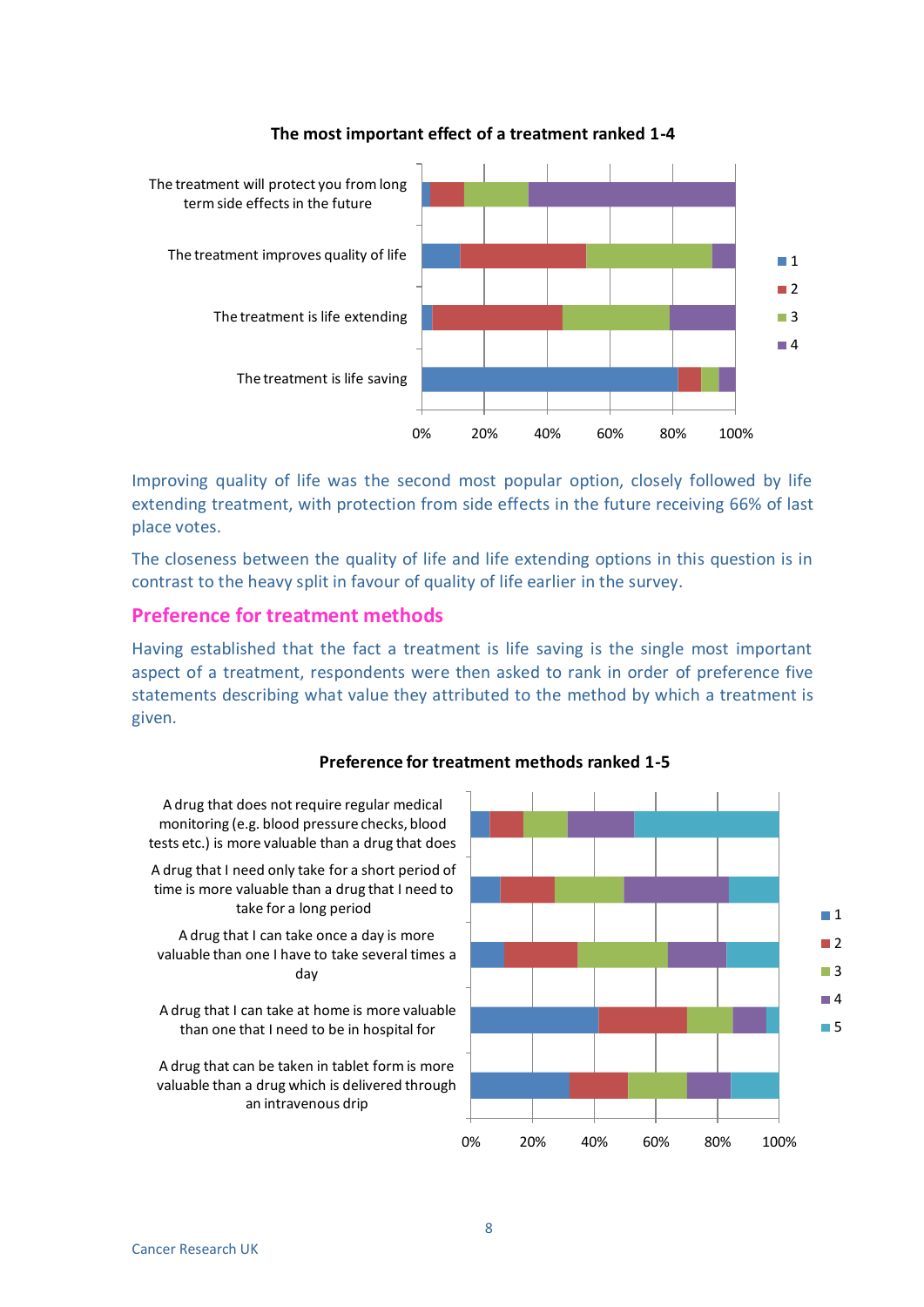**The most important effect of a treatment ranked 1-4**

The treatment will protect you from long term side effects in the future

The treatment improves quality of life

The treatment is life extending

The treatment is life saving

0%
20%
40%
60%
80%
100%

1
2
3
4

Improving quality of life was the second most popular option, closely followed by life extending treatment, with protection from side effects in the future receiving 66% of last place votes.

The closeness between the quality of life and life extending options in this question is in contrast to the heavy split in favour of quality of life earlier in the survey.

## Preference for treatment methods

Having established that the fact a treatment is life saving is the single most important aspect of a treatment, respondents were then asked to rank in order of preference five statements describing what value they attributed to the method by which a treatment is given.

**Preference for treatment methods ranked 1-5**

A drug that does not require regular medical monitoring (e.g. blood pressure checks, blood tests etc.) is more valuable than a drug that does

A drug that I need only take for a short period of time is more valuable than a drug that I need to take for a long period

A drug that I can take once a day is more valuable than one I have to take several times a day

A drug that I can take at home is more valuable than one that I need to be in hospital for

A drug that can be taken in tablet form is more valuable than a drug which is delivered through an intravenous drip

0%
20%
40%
60%
80%
100%

1
2
3
4
5

Cancer Research UK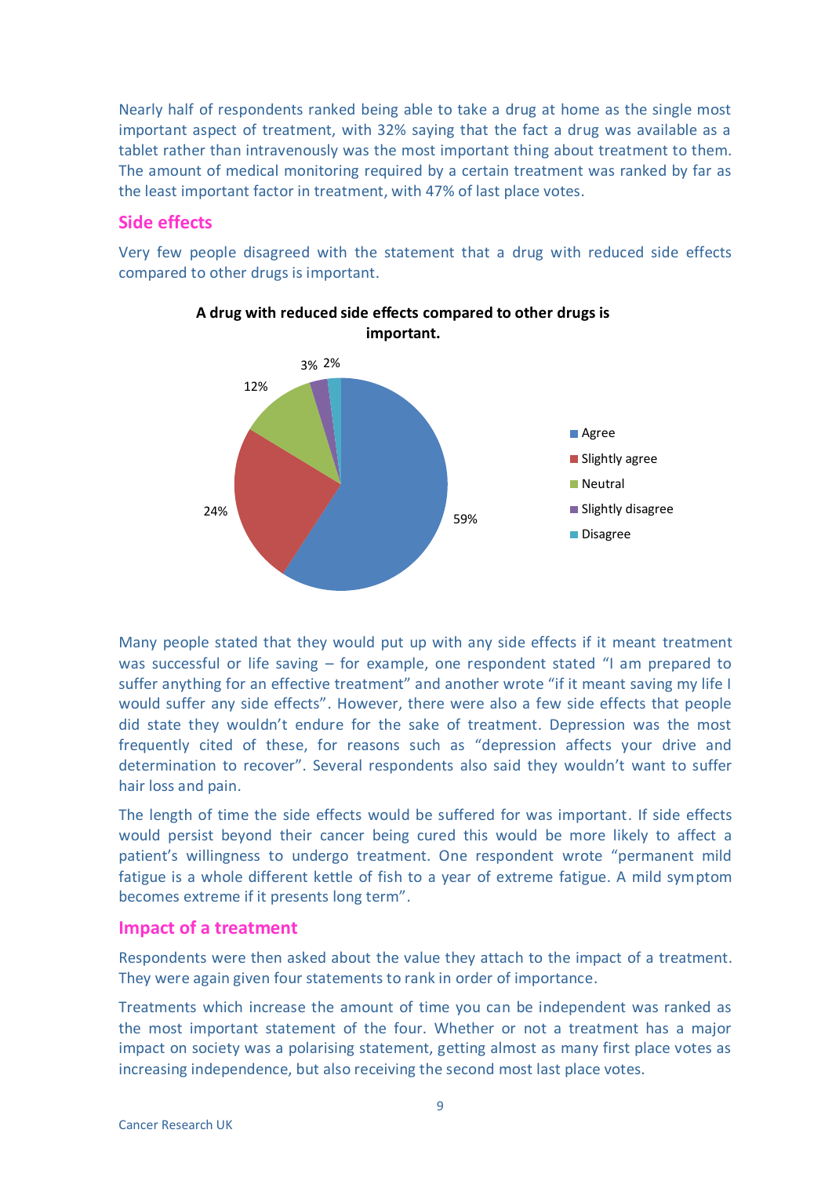Nearly half of respondents ranked being able to take a drug at home as the single most important aspect of treatment, with 32% saying that the fact a drug was available as a tablet rather than intravenously was the most important thing about treatment to them. The amount of medical monitoring required by a certain treatment was ranked by far as the least important factor in treatment, with 47% of last place votes.

## Side effects

Very few people disagreed with the statement that a drug with reduced side effects compared to other drugs is important.

**A drug with reduced side effects compared to other drugs is important.**

3% 2%
12%
24%
59%

Agree
Slightly agree
Neutral
Slightly disagree
Disagree

Many people stated that they would put up with any side effects if it meant treatment was successful or life saving – for example, one respondent stated "I am prepared to suffer anything for an effective treatment" and another wrote "if it meant saving my life I would suffer any side effects". However, there were also a few side effects that people did state they wouldn't endure for the sake of treatment. Depression was the most frequently cited of these, for reasons such as "depression affects your drive and determination to recover". Several respondents also said they wouldn't want to suffer hair loss and pain.

The length of time the side effects would be suffered for was important. If side effects would persist beyond their cancer being cured this would be more likely to affect a patient's willingness to undergo treatment. One respondent wrote "permanent mild fatigue is a whole different kettle of fish to a year of extreme fatigue. A mild symptom becomes extreme if it presents long term".

## Impact of a treatment

Respondents were then asked about the value they attach to the impact of a treatment. They were again given four statements to rank in order of importance.

Treatments which increase the amount of time you can be independent was ranked as the most important statement of the four. Whether or not a treatment has a major impact on society was a polarising statement, getting almost as many first place votes as increasing independence, but also receiving the second most last place votes.

Cancer Research UK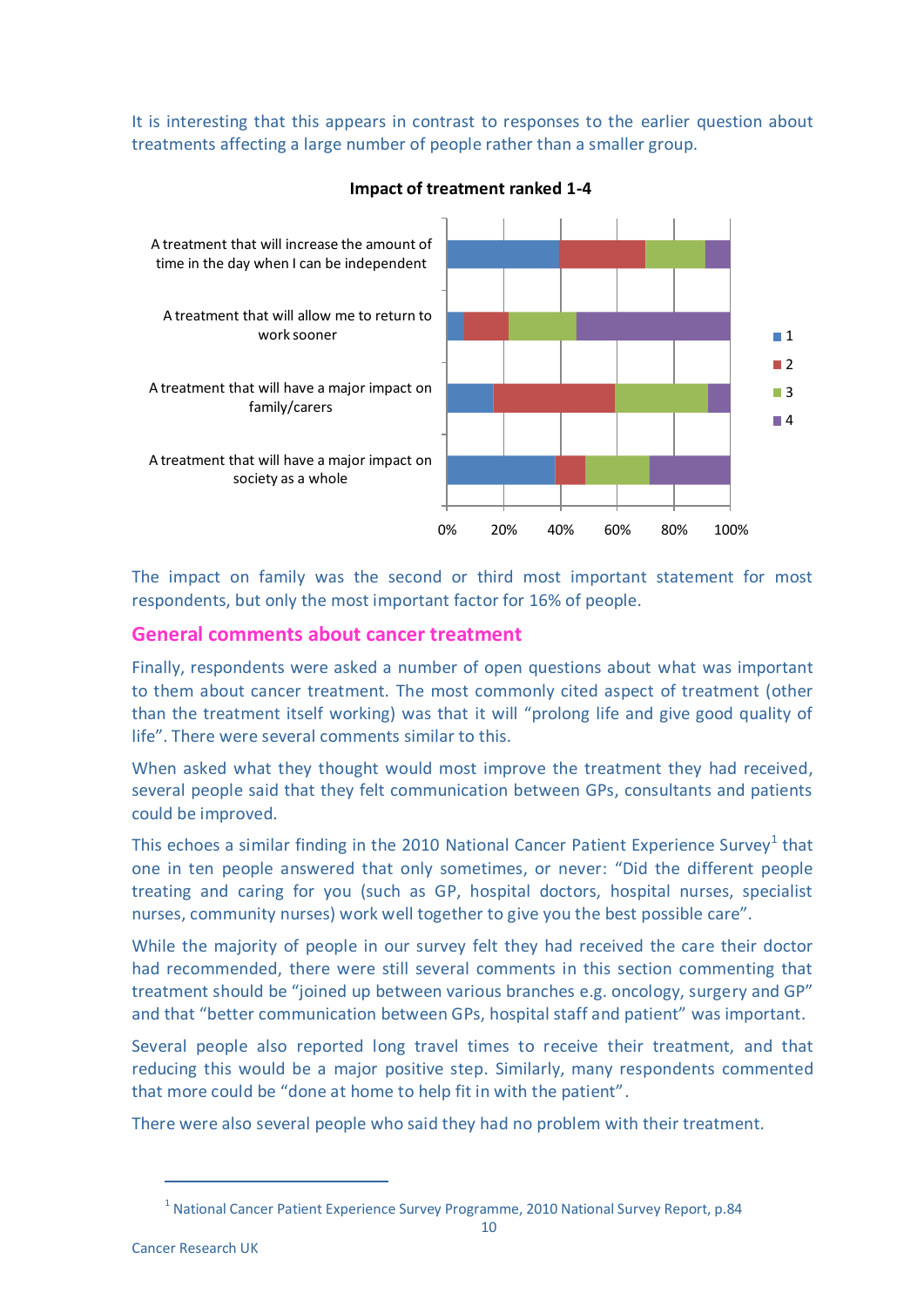It is interesting that this appears in contrast to responses to the earlier question about treatments affecting a large number of people rather than a smaller group.

**Impact of treatment ranked 1-4**

A treatment that will increase the amount of time in the day when I can be independent

A treatment that will allow me to return to work sooner

A treatment that will have a major impact on family/carers

A treatment that will have a major impact on society as a whole

0% 20% 40% 60% 80% 100%

1
2
3
4

The impact on family was the second or third most important statement for most respondents, but only the most important factor for 16% of people.

## General comments about cancer treatment

Finally, respondents were asked a number of open questions about what was important to them about cancer treatment. The most commonly cited aspect of treatment (other than the treatment itself working) was that it will "prolong life and give good quality of life". There were several comments similar to this.

When asked what they thought would most improve the treatment they had received, several people said that they felt communication between GPs, consultants and patients could be improved.

This echoes a similar finding in the 2010 National Cancer Patient Experience Survey[1] that one in ten people answered that only sometimes, or never: "Did the different people treating and caring for you (such as GP, hospital doctors, hospital nurses, specialist nurses, community nurses) work well together to give you the best possible care".

While the majority of people in our survey felt they had received the care their doctor had recommended, there were still several comments in this section commenting that treatment should be "joined up between various branches e.g. oncology, surgery and GP" and that "better communication between GPs, hospital staff and patient" was important.

Several people also reported long travel times to receive their treatment, and that reducing this would be a major positive step. Similarly, many respondents commented that more could be "done at home to help fit in with the patient".

There were also several people who said they had no problem with their treatment.

[1] National Cancer Patient Experience Survey Programme, 2010 National Survey Report, p.84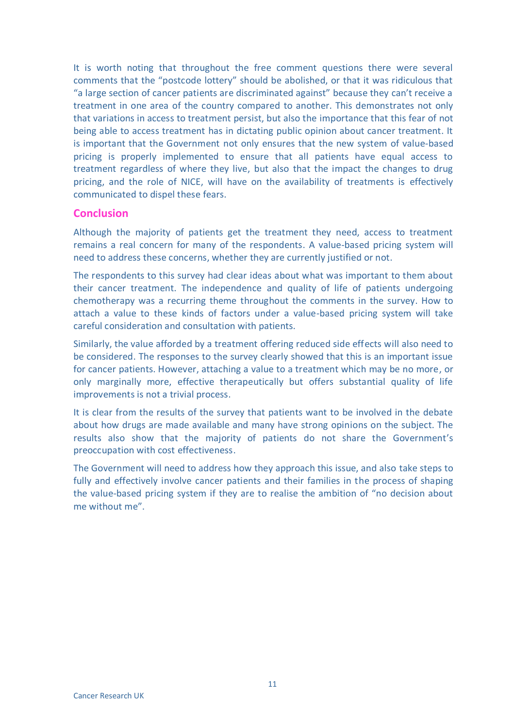It is worth noting that throughout the free comment questions there were several comments that the "postcode lottery" should be abolished, or that it was ridiculous that "a large section of cancer patients are discriminated against" because they can't receive a treatment in one area of the country compared to another. This demonstrates not only that variations in access to treatment persist, but also the importance that this fear of not being able to access treatment has in dictating public opinion about cancer treatment. It is important that the Government not only ensures that the new system of value-based pricing is properly implemented to ensure that all patients have equal access to treatment regardless of where they live, but also that the impact the changes to drug pricing, and the role of NICE, will have on the availability of treatments is effectively communicated to dispel these fears.

## Conclusion

Although the majority of patients get the treatment they need, access to treatment remains a real concern for many of the respondents. A value-based pricing system will need to address these concerns, whether they are currently justified or not.

The respondents to this survey had clear ideas about what was important to them about their cancer treatment. The independence and quality of life of patients undergoing chemotherapy was a recurring theme throughout the comments in the survey. How to attach a value to these kinds of factors under a value-based pricing system will take careful consideration and consultation with patients.

Similarly, the value afforded by a treatment offering reduced side effects will also need to be considered. The responses to the survey clearly showed that this is an important issue for cancer patients. However, attaching a value to a treatment which may be no more, or only marginally more, effective therapeutically but offers substantial quality of life improvements is not a trivial process.

It is clear from the results of the survey that patients want to be involved in the debate about how drugs are made available and many have strong opinions on the subject. The results also show that the majority of patients do not share the Government's preoccupation with cost effectiveness.

The Government will need to address how they approach this issue, and also take steps to fully and effectively involve cancer patients and their families in the process of shaping the value-based pricing system if they are to realise the ambition of "no decision about me without me".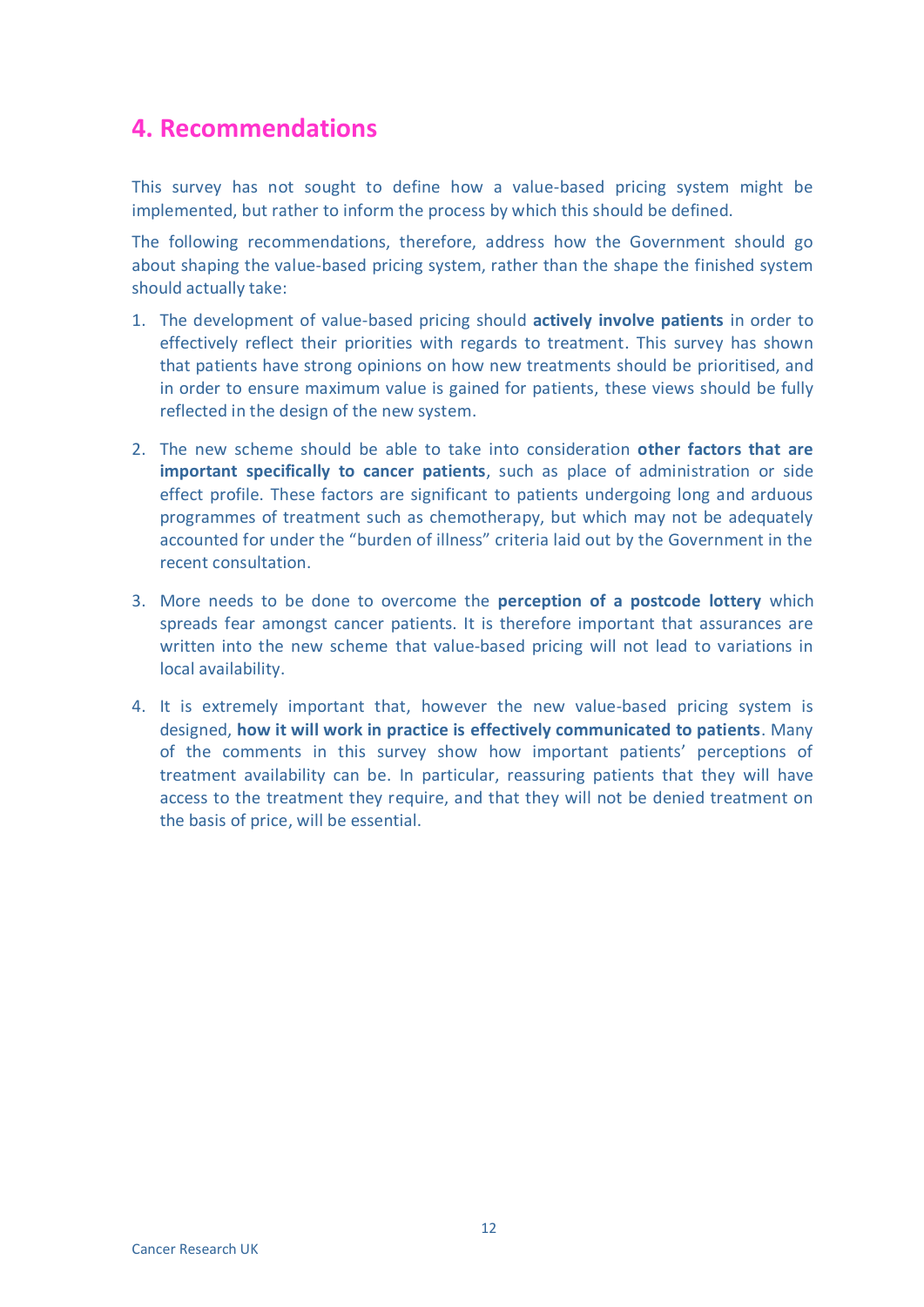## 4. Recommendations

This survey has not sought to define how a value-based pricing system might be implemented, but rather to inform the process by which this should be defined.

The following recommendations, therefore, address how the Government should go about shaping the value-based pricing system, rather than the shape the finished system should actually take:

1. The development of value-based pricing should **actively involve patients** in order to effectively reflect their priorities with regards to treatment. This survey has shown that patients have strong opinions on how new treatments should be prioritised, and in order to ensure maximum value is gained for patients, these views should be fully reflected in the design of the new system.

2. The new scheme should be able to take into consideration **other factors that are important specifically to cancer patients**, such as place of administration or side effect profile. These factors are significant to patients undergoing long and arduous programmes of treatment such as chemotherapy, but which may not be adequately accounted for under the "burden of illness" criteria laid out by the Government in the recent consultation.

3. More needs to be done to overcome the **perception of a postcode lottery** which spreads fear amongst cancer patients. It is therefore important that assurances are written into the new scheme that value-based pricing will not lead to variations in local availability.

4. It is extremely important that, however the new value-based pricing system is designed, **how it will work in practice is effectively communicated to patients**. Many of the comments in this survey show how important patients' perceptions of treatment availability can be. In particular, reassuring patients that they will have access to the treatment they require, and that they will not be denied treatment on the basis of price, will be essential.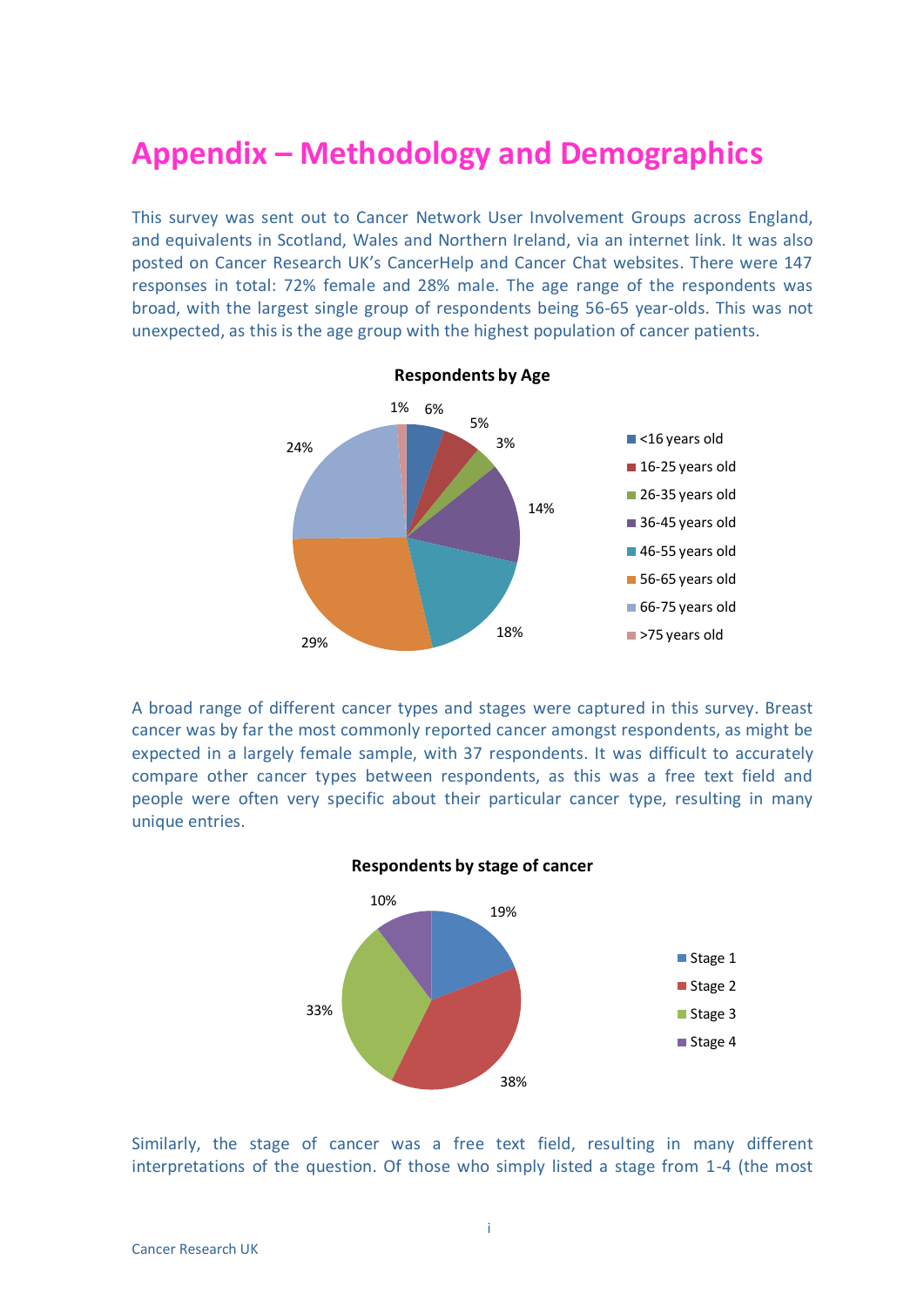# Appendix – Methodology and Demographics

This survey was sent out to Cancer Network User Involvement Groups across England, and equivalents in Scotland, Wales and Northern Ireland, via an internet link. It was also posted on Cancer Research UK's CancerHelp and Cancer Chat websites. There were 147 responses in total: 72% female and 28% male. The age range of the respondents was broad, with the largest single group of respondents being 56-65 year-olds. This was not unexpected, as this is the age group with the highest population of cancer patients.

**Respondents by Age**

1%
6%
5%
3%
14%
18%
29%
24%

<16 years old
16-25 years old
26-35 years old
36-45 years old
46-55 years old
56-65 years old
66-75 years old
>75 years old

A broad range of different cancer types and stages were captured in this survey. Breast cancer was by far the most commonly reported cancer amongst respondents, as might be expected in a largely female sample, with 37 respondents. It was difficult to accurately compare other cancer types between respondents, as this was a free text field and people were often very specific about their particular cancer type, resulting in many unique entries.

**Respondents by stage of cancer**

10%
19%
33%
38%

Stage 1
Stage 2
Stage 3
Stage 4

Similarly, the stage of cancer was a free text field, resulting in many different interpretations of the question. Of those who simply listed a stage from 1-4 (the most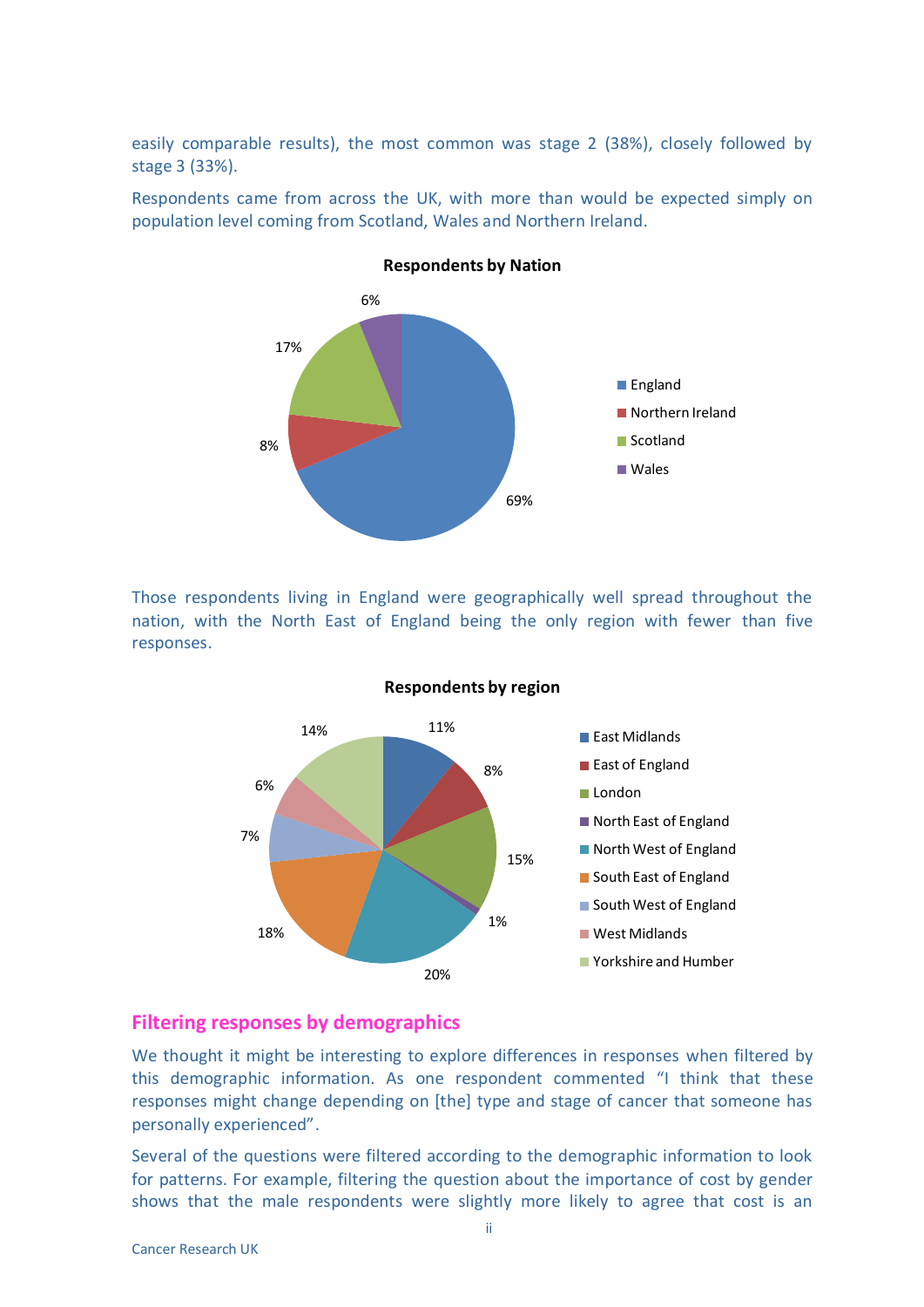easily comparable results), the most common was stage 2 (38%), closely followed by stage 3 (33%).

Respondents came from across the UK, with more than would be expected simply on population level coming from Scotland, Wales and Northern Ireland.

**Respondents by Nation**

69%
8%
17%
6%

England
Northern Ireland
Scotland
Wales

Those respondents living in England were geographically well spread throughout the nation, with the North East of England being the only region with fewer than five responses.

**Respondents by region**

11%
8%
15%
1%
20%
18%
7%
6%
14%

East Midlands
East of England
London
North East of England
North West of England
South East of England
South West of England
West Midlands
Yorkshire and Humber

## Filtering responses by demographics

We thought it might be interesting to explore differences in responses when filtered by this demographic information. As one respondent commented "I think that these responses might change depending on [the] type and stage of cancer that someone has personally experienced".

Several of the questions were filtered according to the demographic information to look for patterns. For example, filtering the question about the importance of cost by gender shows that the male respondents were slightly more likely to agree that cost is an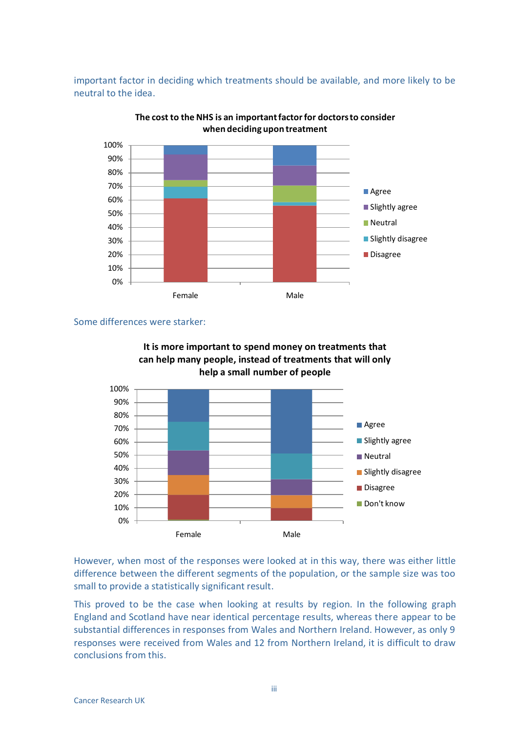important factor in deciding which treatments should be available, and more likely to be neutral to the idea.

**The cost to the NHS is an important factor for doctors to consider when deciding upon treatment**

100%
90%
80%
70%
60%
50%
40%
30%
20%
10%
0%

Female
Male

Agree
Slightly agree
Neutral
Slightly disagree
Disagree

Some differences were starker:

**It is more important to spend money on treatments that can help many people, instead of treatments that will only help a small number of people**

100%
90%
80%
70%
60%
50%
40%
30%
20%
10%
0%

Female
Male

Agree
Slightly agree
Neutral
Slightly disagree
Disagree
Don't know

However, when most of the responses were looked at in this way, there was either little difference between the different segments of the population, or the sample size was too small to provide a statistically significant result.

This proved to be the case when looking at results by region. In the following graph England and Scotland have near identical percentage results, whereas there appear to be substantial differences in responses from Wales and Northern Ireland. However, as only 9 responses were received from Wales and 12 from Northern Ireland, it is difficult to draw conclusions from this.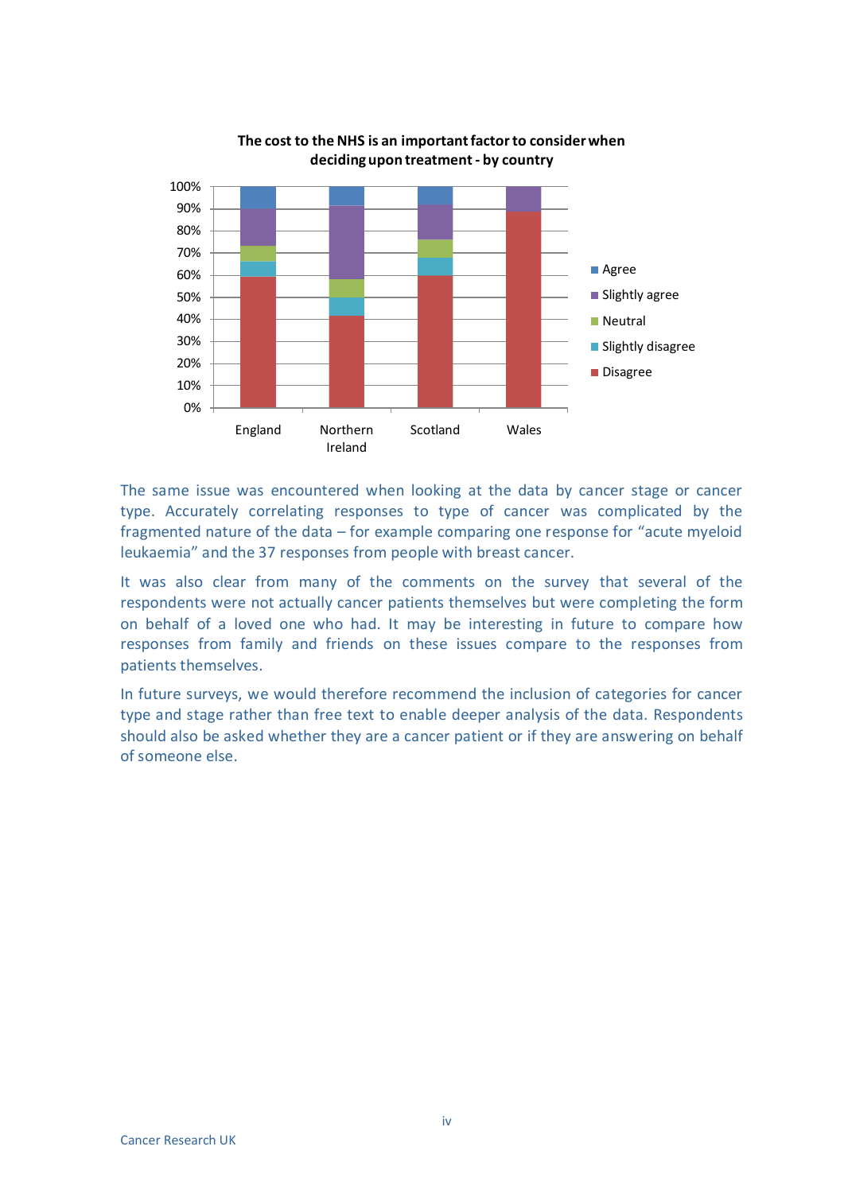**The cost to the NHS is an important factor to consider when deciding upon treatment - by country**

100%
90%
80%
70%
60%
50%
40%
30%
20%
10%
0%

England
Northern Ireland
Scotland
Wales

Agree
Slightly agree
Neutral
Slightly disagree
Disagree

The same issue was encountered when looking at the data by cancer stage or cancer type. Accurately correlating responses to type of cancer was complicated by the fragmented nature of the data – for example comparing one response for "acute myeloid leukaemia" and the 37 responses from people with breast cancer.

It was also clear from many of the comments on the survey that several of the respondents were not actually cancer patients themselves but were completing the form on behalf of a loved one who had. It may be interesting in future to compare how responses from family and friends on these issues compare to the responses from patients themselves.

In future surveys, we would therefore recommend the inclusion of categories for cancer type and stage rather than free text to enable deeper analysis of the data. Respondents should also be asked whether they are a cancer patient or if they are answering on behalf of someone else.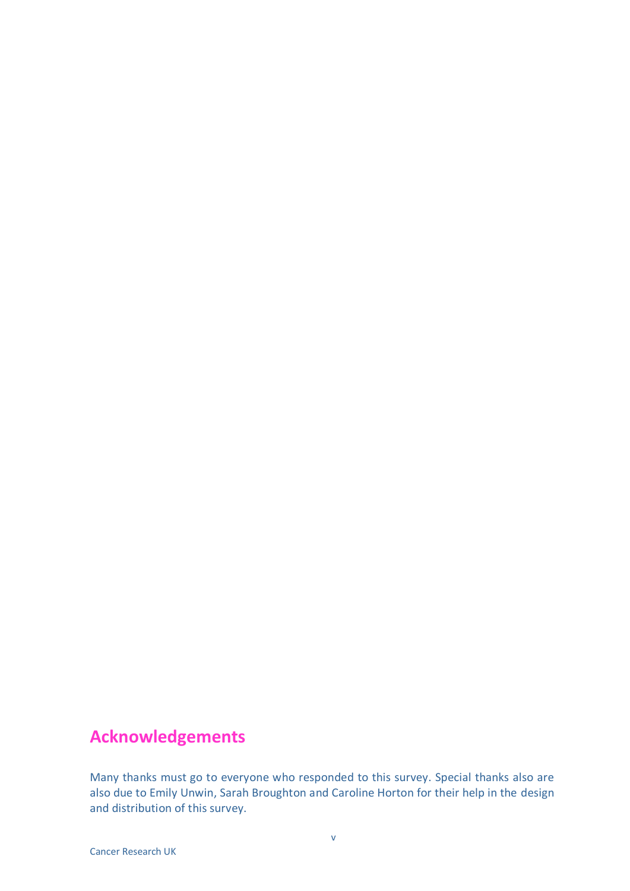## Acknowledgements

Many thanks must go to everyone who responded to this survey. Special thanks also are also due to Emily Unwin, Sarah Broughton and Caroline Horton for their help in the design and distribution of this survey.